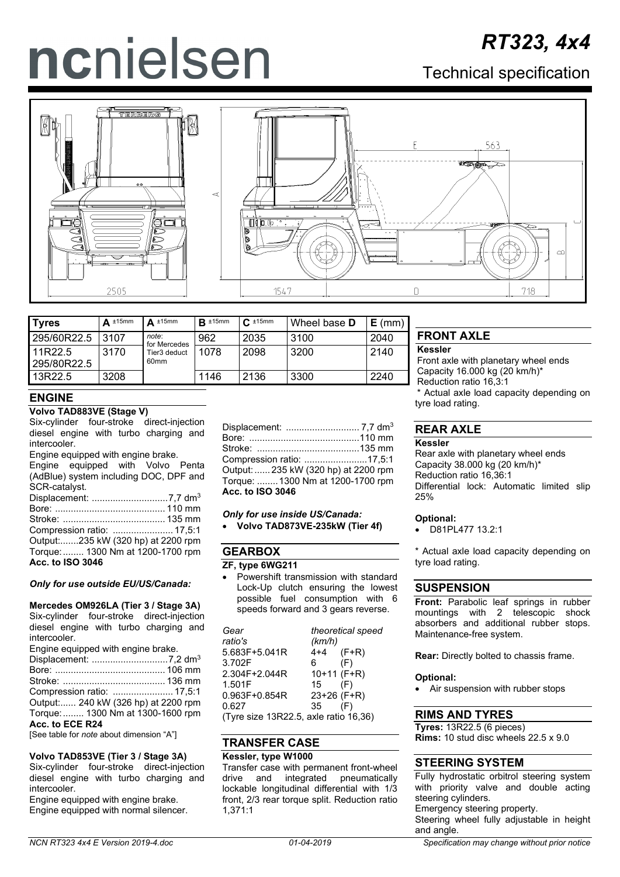# ncnielsen

# RT323, 4x4

## Technical specification

| Tyres | A ±15mm | A ±15mm | B ±15mm | C ±15mm | Wheel base D | E (mm) |
|---|---|---|---|---|---|---|
| 295/60R22.5 | 3107 | *note:* for Mercedes Tier3 deduct 60mm | 962 | 2035 | 3100 | 2040 |
| 11R22.5 295/80R22.5 | 3170 | | 1078 | 2098 | 3200 | 2140 |
| 13R22.5 | 3208 | | 1146 | 2136 | 3300 | 2240 |

## ENGINE

**Volvo TAD883VE (Stage V)**

Six-cylinder four-stroke direct-injection diesel engine with turbo charging and intercooler.

Engine equipped with engine brake.

Engine equipped with Volvo Penta (AdBlue) system including DOC, DPF and SCR-catalyst.

Displacement: ............................7,7 dm³
Bore: .......................................... 110 mm
Stroke: ....................................... 135 mm
Compression ratio: ....................... 17,5:1
Output:.......235 kW (320 hp) at 2200 rpm
Torque:........ 1300 Nm at 1200-1700 rpm
**Acc. to ISO 3046**

*Only for use outside EU/US/Canada:*

**Mercedes OM926LA (Tier 3 / Stage 3A)**

Six-cylinder four-stroke direct-injection diesel engine with turbo charging and intercooler.

Engine equipped with engine brake.

Displacement: ............................7,2 dm³
Bore: .......................................... 106 mm
Stroke: ....................................... 136 mm
Compression ratio: ....................... 17,5:1
Output:...... 240 kW (326 hp) at 2200 rpm
Torque:........ 1300 Nm at 1300-1600 rpm
**Acc. to ECE R24**

[See table for *note* about dimension "A"]

**Volvo TAD853VE (Tier 3 / Stage 3A)**

Six-cylinder four-stroke direct-injection diesel engine with turbo charging and intercooler.

Engine equipped with engine brake.

Engine equipped with normal silencer.

Displacement: ........................... 7,7 dm³
Bore: ..........................................110 mm
Stroke: .......................................135 mm
Compression ratio: ........................17,5:1
Output:...... 235 kW (320 hp) at 2200 rpm
Torque: ........1300 Nm at 1200-1700 rpm
**Acc. to ISO 3046**

*Only for use inside US/Canada:*

- **Volvo TAD873VE-235kW (Tier 4f)**

## GEARBOX

**ZF, type 6WG211**

- Powershift transmission with standard Lock-Up clutch ensuring the lowest possible fuel consumption with 6 speeds forward and 3 gears reverse.

| *Gear ratio's* | *theoretical speed (km/h)* |
|---|---|
| 5.683F+5.041R | 4+4 (F+R) |
| 3.702F | 6 (F) |
| 2.304F+2.044R | 10+11 (F+R) |
| 1.501F | 15 (F) |
| 0.963F+0.854R | 23+26 (F+R) |
| 0.627 | 35 (F) |

(Tyre size 13R22.5, axle ratio 16,36)

## TRANSFER CASE

**Kessler, type W1000**

Transfer case with permanent front-wheel drive and integrated pneumatically lockable longitudinal differential with 1/3 front, 2/3 rear torque split. Reduction ratio 1,371:1

## FRONT AXLE

**Kessler**

Front axle with planetary wheel ends
Capacity 16.000 kg (20 km/h)*
Reduction ratio 16,3:1

\* Actual axle load capacity depending on tyre load rating.

## REAR AXLE

**Kessler**

Rear axle with planetary wheel ends
Capacity 38.000 kg (20 km/h)*
Reduction ratio 16,36:1
Differential lock: Automatic limited slip 25%

**Optional:**

- D81PL477 13.2:1

\* Actual axle load capacity depending on tyre load rating.

## SUSPENSION

**Front:** Parabolic leaf springs in rubber mountings with 2 telescopic shock absorbers and additional rubber stops. Maintenance-free system.

**Rear:** Directly bolted to chassis frame.

**Optional:**

- Air suspension with rubber stops

## RIMS AND TYRES

**Tyres:** 13R22.5 (6 pieces)
**Rims:** 10 stud disc wheels 22.5 x 9.0

## STEERING SYSTEM

Fully hydrostatic orbitrol steering system with priority valve and double acting steering cylinders.

Emergency steering property.

Steering wheel fully adjustable in height and angle.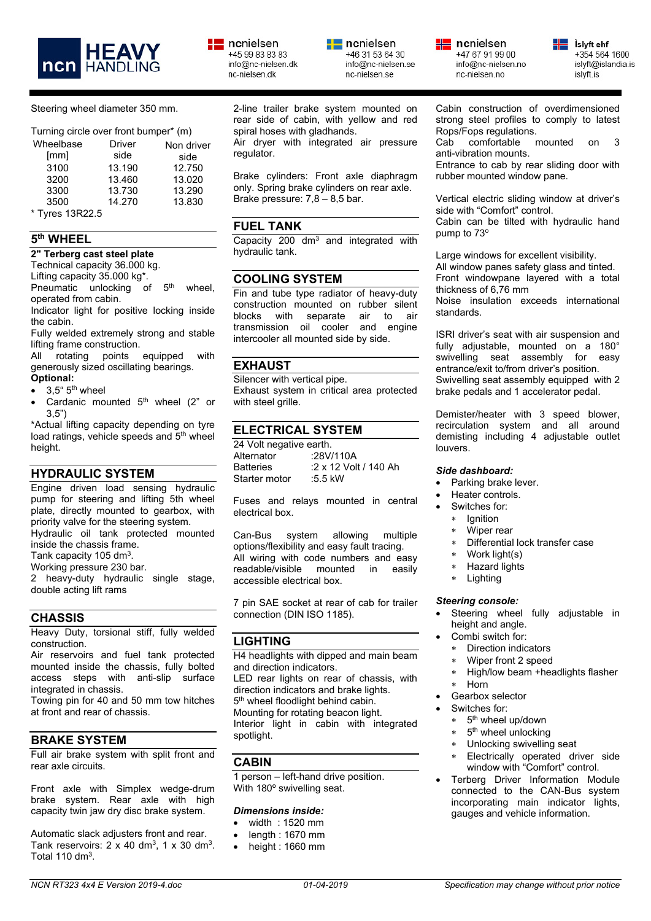Steering wheel diameter 350 mm.

Turning circle over front bumper* (m)

| Wheelbase [mm] | Driver side | Non driver side |
|---|---|---|
| 3100 | 13.190 | 12.750 |
| 3200 | 13.460 | 13.020 |
| 3300 | 13.730 | 13.290 |
| 3500 | 14.270 | 13.830 |

* Tyres 13R22.5

## 5th WHEEL

**2" Terberg cast steel plate**
Technical capacity 36.000 kg.
Lifting capacity 35.000 kg*.
Pneumatic unlocking of 5th wheel, operated from cabin.
Indicator light for positive locking inside the cabin.
Fully welded extremely strong and stable lifting frame construction.
All rotating points equipped with generously sized oscillating bearings.
**Optional:**

- 3,5“ 5th wheel
- Cardanic mounted 5th wheel (2” or 3,5”)

*Actual lifting capacity depending on tyre load ratings, vehicle speeds and 5th wheel height.

## HYDRAULIC SYSTEM

Engine driven load sensing hydraulic pump for steering and lifting 5th wheel plate, directly mounted to gearbox, with priority valve for the steering system.
Hydraulic oil tank protected mounted inside the chassis frame.
Tank capacity 105 $dm^3$.
Working pressure 230 bar.
2 heavy-duty hydraulic single stage, double acting lift rams

## CHASSIS

Heavy Duty, torsional stiff, fully welded construction.
Air reservoirs and fuel tank protected mounted inside the chassis, fully bolted access steps with anti-slip surface integrated in chassis.
Towing pin for 40 and 50 mm tow hitches at front and rear of chassis.

## BRAKE SYSTEM

Full air brake system with split front and rear axle circuits.

Front axle with Simplex wedge-drum brake system. Rear axle with high capacity twin jaw dry disc brake system.

Automatic slack adjusters front and rear.
Tank reservoirs: 2 x 40 $dm^3$, 1 x 30 $dm^3$.
Total 110 $dm^3$.

2-line trailer brake system mounted on rear side of cabin, with yellow and red spiral hoses with gladhands.
Air dryer with integrated air pressure regulator.

Brake cylinders: Front axle diaphragm only. Spring brake cylinders on rear axle.
Brake pressure: 7,8 – 8,5 bar.

## FUEL TANK

Capacity 200 $dm^3$ and integrated with hydraulic tank.

## COOLING SYSTEM

Fin and tube type radiator of heavy-duty construction mounted on rubber silent blocks with separate air to air transmission oil cooler and engine intercooler all mounted side by side.

## EXHAUST

Silencer with vertical pipe.
Exhaust system in critical area protected with steel grille.

## ELECTRICAL SYSTEM

24 Volt negative earth.

| | |
|---|---|
| Alternator | :28V/110A |
| Batteries | :2 x 12 Volt / 140 Ah |
| Starter motor | :5.5 kW |

Fuses and relays mounted in central electrical box.

Can-Bus system allowing multiple options/flexibility and easy fault tracing.
All wiring with code numbers and easy readable/visible mounted in easily accessible electrical box.

7 pin SAE socket at rear of cab for trailer connection (DIN ISO 1185).

## LIGHTING

H4 headlights with dipped and main beam and direction indicators.
LED rear lights on rear of chassis, with direction indicators and brake lights.
5th wheel floodlight behind cabin.
Mounting for rotating beacon light.
Interior light in cabin with integrated spotlight.

## CABIN

1 person – left-hand drive position.
With 180º swivelling seat.

***Dimensions inside:***

- width : 1520 mm
- length : 1670 mm
- height : 1660 mm

Cabin construction of overdimensioned strong steel profiles to comply to latest Rops/Fops regulations.
Cab comfortable mounted on 3 anti-vibration mounts.
Entrance to cab by rear sliding door with rubber mounted window pane.

Vertical electric sliding window at driver’s side with “Comfort” control.
Cabin can be tilted with hydraulic hand pump to 73º

Large windows for excellent visibility.
All window panes safety glass and tinted.
Front windowpane layered with a total thickness of 6,76 mm
Noise insulation exceeds international standards.

ISRI driver’s seat with air suspension and fully adjustable, mounted on a 180° swivelling seat assembly for easy entrance/exit to/from driver’s position.
Swivelling seat assembly equipped with 2 brake pedals and 1 accelerator pedal.

Demister/heater with 3 speed blower, recirculation system and all around demisting including 4 adjustable outlet louvers.

***Side dashboard:***

- Parking brake lever.
- Heater controls.
- Switches for:
  - Ignition
  - Wiper rear
  - Differential lock transfer case
  - Work light(s)
  - Hazard lights
  - Lighting

***Steering console:***

- Steering wheel fully adjustable in height and angle.
- Combi switch for:
  - Direction indicators
  - Wiper front 2 speed
  - High/low beam +headlights flasher
  - Horn
- Gearbox selector
- Switches for:
  - 5th wheel up/down
  - 5th wheel unlocking
  - Unlocking swivelling seat
  - Electrically operated driver side window with “Comfort” control.
- Terberg Driver Information Module connected to the CAN-Bus system incorporating main indicator lights, gauges and vehicle information.